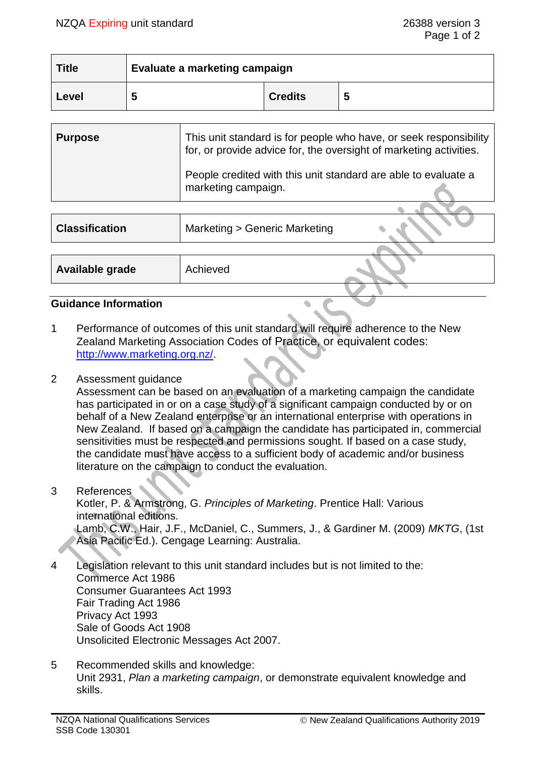NZQA Expiring unit standard

| Title | Evaluate a marketing campaign | | |
|---|---|---|---|
| Level | 5 | Credits | 5 |

| Purpose | This unit standard is for people who have, or seek responsibility for, or provide advice for, the oversight of marketing activities.<br><br>People credited with this unit standard are able to evaluate a marketing campaign. |
|---|---|

| Classification | Marketing > Generic Marketing |
|---|---|

| Available grade | Achieved |
|---|---|

## Guidance Information

1. Performance of outcomes of this unit standard will require adherence to the New Zealand Marketing Association Codes of Practice, or equivalent codes: http://www.marketing.org.nz/.

2. Assessment guidance
   Assessment can be based on an evaluation of a marketing campaign the candidate has participated in or on a case study of a significant campaign conducted by or on behalf of a New Zealand enterprise or an international enterprise with operations in New Zealand. If based on a campaign the candidate has participated in, commercial sensitivities must be respected and permissions sought. If based on a case study, the candidate must have access to a sufficient body of academic and/or business literature on the campaign to conduct the evaluation.

3. References
   Kotler, P. & Armstrong, G. *Principles of Marketing*. Prentice Hall: Various international editions.
   Lamb, C.W., Hair, J.F., McDaniel, C., Summers, J., & Gardiner M. (2009) *MKTG*, (1st Asia Pacific Ed.). Cengage Learning: Australia.

4. Legislation relevant to this unit standard includes but is not limited to the:
   Commerce Act 1986
   Consumer Guarantees Act 1993
   Fair Trading Act 1986
   Privacy Act 1993
   Sale of Goods Act 1908
   Unsolicited Electronic Messages Act 2007.

5. Recommended skills and knowledge:
   Unit 2931, *Plan a marketing campaign*, or demonstrate equivalent knowledge and skills.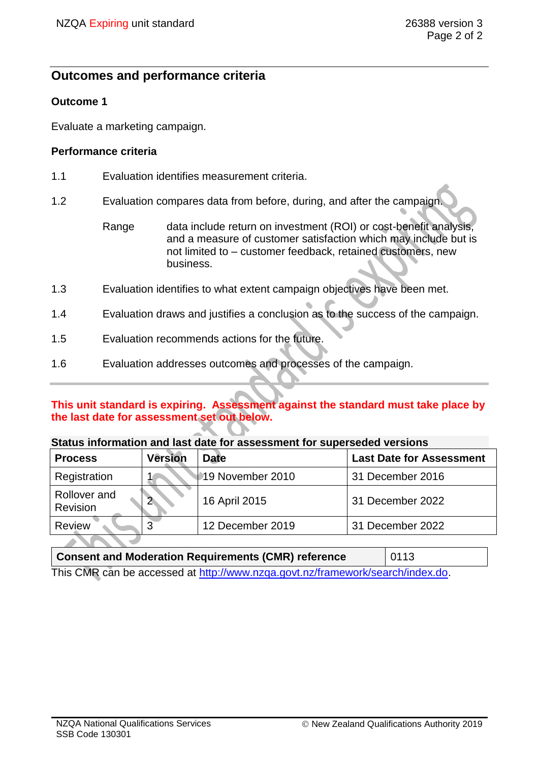## Outcomes and performance criteria

### Outcome 1

Evaluate a marketing campaign.

### Performance criteria

1.1 Evaluation identifies measurement criteria.

1.2 Evaluation compares data from before, during, and after the campaign.

Range data include return on investment (ROI) or cost-benefit analysis, and a measure of customer satisfaction which may include but is not limited to – customer feedback, retained customers, new business.

1.3 Evaluation identifies to what extent campaign objectives have been met.

1.4 Evaluation draws and justifies a conclusion as to the success of the campaign.

1.5 Evaluation recommends actions for the future.

1.6 Evaluation addresses outcomes and processes of the campaign.

**This unit standard is expiring. Assessment against the standard must take place by the last date for assessment set out below.**

**Status information and last date for assessment for superseded versions**

| Process | Version | Date | Last Date for Assessment |
|---|---|---|---|
| Registration | 1 | 19 November 2010 | 31 December 2016 |
| Rollover and Revision | 2 | 16 April 2015 | 31 December 2022 |
| Review | 3 | 12 December 2019 | 31 December 2022 |

| | |
|---|---|
| **Consent and Moderation Requirements (CMR) reference** | 0113 |

This CMR can be accessed at http://www.nzqa.govt.nz/framework/search/index.do.